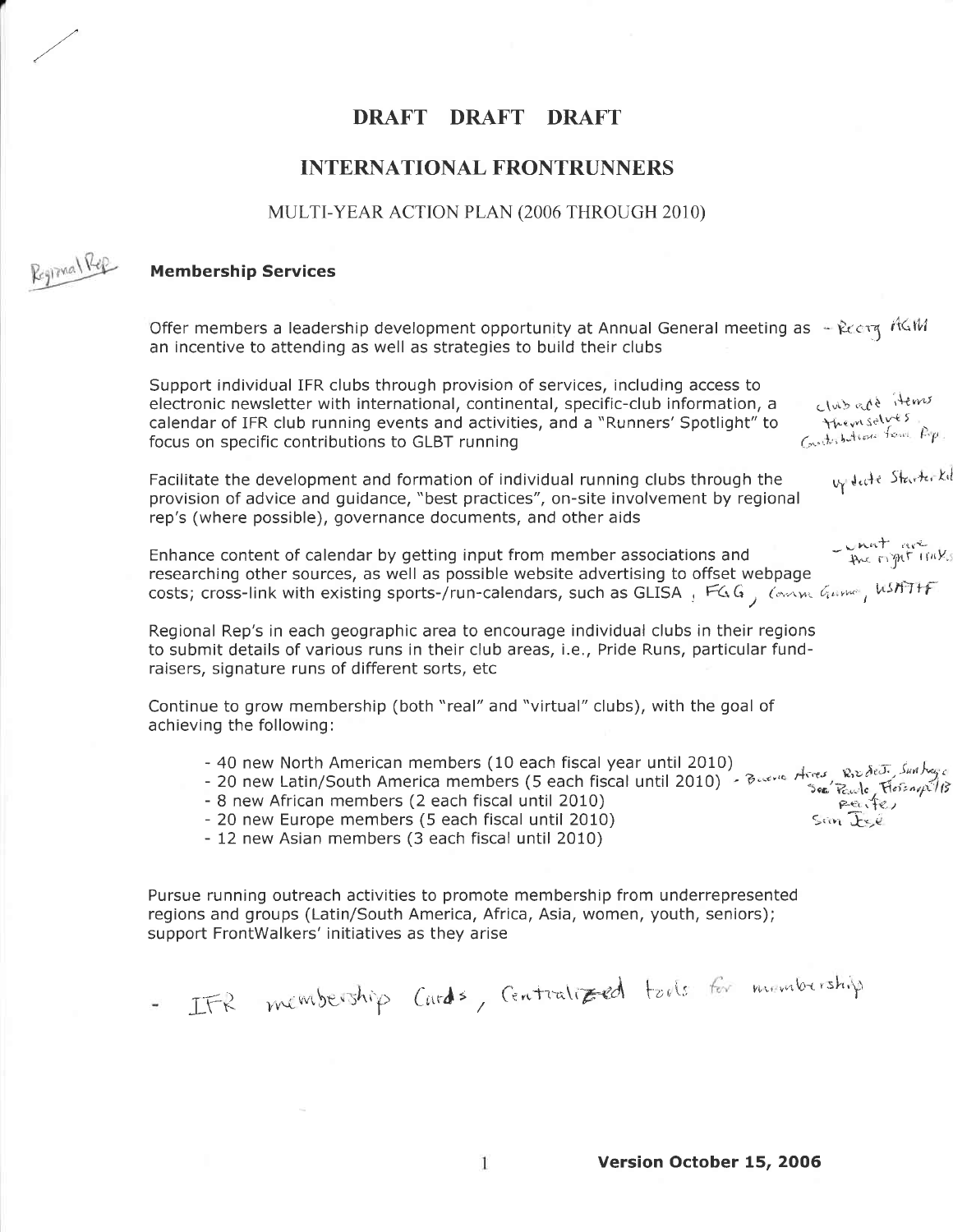# DRAFT DRAFT DRAFT

## INTERNATIONAL FRONTRUNNERS

MULTI-YEAR ACTION PLAN (2006 THROUGH 2010)

Regional Rep

### Membership Services

Offer members a leadership development opportunity at Annual General meeting as an incentive to attending as well as strategies to build their clubs — Recrg AGM

Support individual IFR clubs through provision of services, including access to electronic newsletter with international, continental, specific-club information, a calendar of IFR club running events and activities, and a "Runners' Spotlight" to focus on specific contributions to GLBT running — club add items themselves. Contribution from Rep.

Facilitate the development and formation of individual running clubs through the provision of advice and guidance, "best practices", on-site involvement by regional rep's (where possible), governance documents, and other aids — update Starter kit

Enhance content of calendar by getting input from member associations and researching other sources, as well as possible website advertising to offset webpage costs; cross-link with existing sports-/run-calendars, such as GLISA, FGG, Comm Games, USATF — what are the right links

Regional Rep's in each geographic area to encourage individual clubs in their regions to submit details of various runs in their club areas, i.e., Pride Runs, particular fund-raisers, signature runs of different sorts, etc

Continue to grow membership (both "real" and "virtual" clubs), with the goal of achieving the following:

- 40 new North American members (10 each fiscal year until 2010)
- 20 new Latin/South America members (5 each fiscal until 2010) — Buenos Aires, Rio de J., Santiago, Sao Paulo, Florianopolis, Recife, San Jose
- 8 new African members (2 each fiscal until 2010)
- 20 new Europe members (5 each fiscal until 2010)
- 12 new Asian members (3 each fiscal until 2010)

Pursue running outreach activities to promote membership from underrepresented regions and groups (Latin/South America, Africa, Asia, women, youth, seniors); support FrontWalkers' initiatives as they arise

- IFR membership Cards, Centralized tools for membership

Version October 15, 2006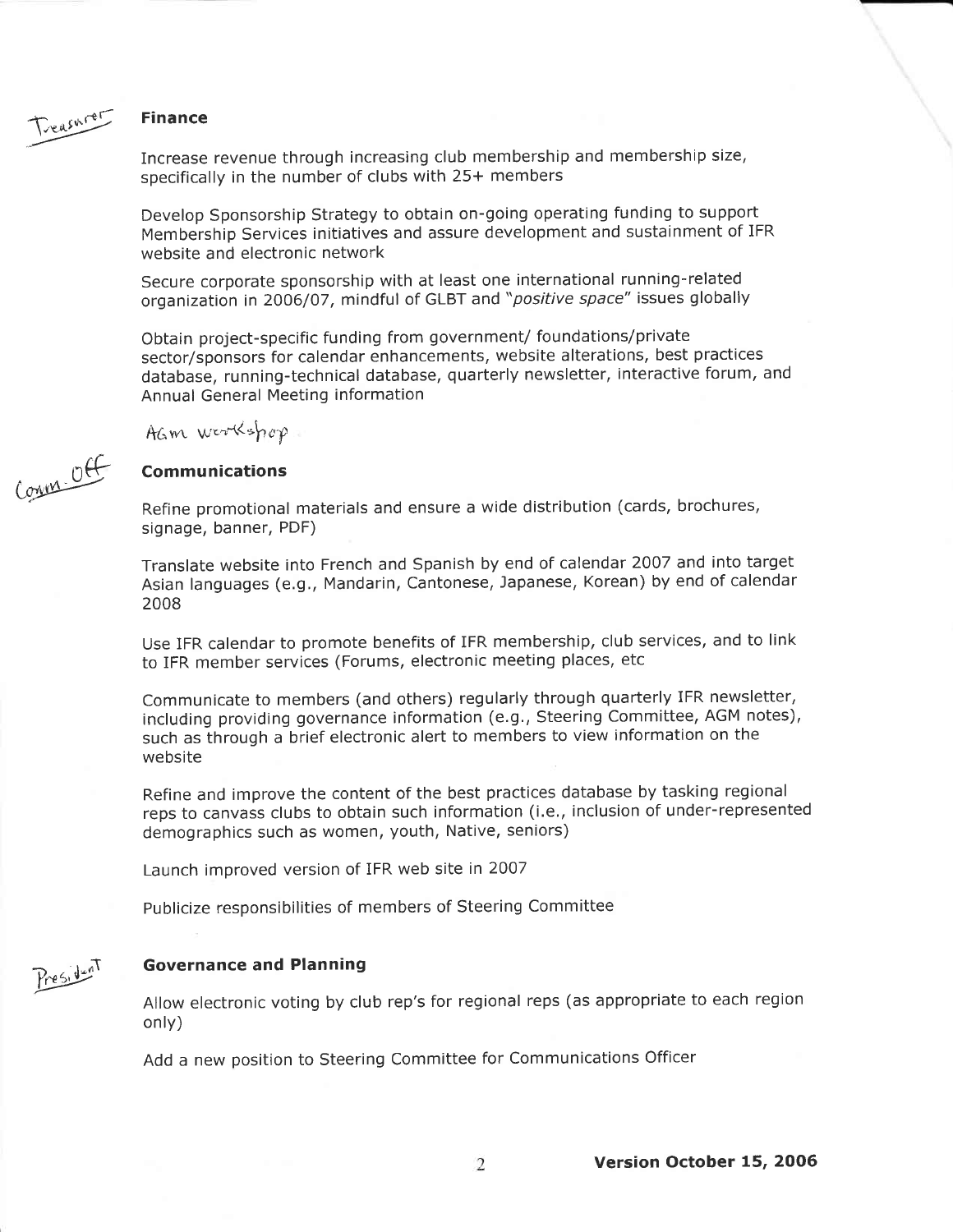Treasurer

## Finance

Increase revenue through increasing club membership and membership size, specifically in the number of clubs with 25+ members

Develop Sponsorship Strategy to obtain on-going operating funding to support Membership Services initiatives and assure development and sustainment of IFR website and electronic network

Secure corporate sponsorship with at least one international running-related organization in 2006/07, mindful of GLBT and "*positive space*" issues globally

Obtain project-specific funding from government/ foundations/private sector/sponsors for calendar enhancements, website alterations, best practices database, running-technical database, quarterly newsletter, interactive forum, and Annual General Meeting information

AGM workshop

Comm. Off

## Communications

Refine promotional materials and ensure a wide distribution (cards, brochures, signage, banner, PDF)

Translate website into French and Spanish by end of calendar 2007 and into target Asian languages (e.g., Mandarin, Cantonese, Japanese, Korean) by end of calendar 2008

Use IFR calendar to promote benefits of IFR membership, club services, and to link to IFR member services (Forums, electronic meeting places, etc

Communicate to members (and others) regularly through quarterly IFR newsletter, including providing governance information (e.g., Steering Committee, AGM notes), such as through a brief electronic alert to members to view information on the website

Refine and improve the content of the best practices database by tasking regional reps to canvass clubs to obtain such information (i.e., inclusion of under-represented demographics such as women, youth, Native, seniors)

Launch improved version of IFR web site in 2007

Publicize responsibilities of members of Steering Committee

President

## Governance and Planning

Allow electronic voting by club rep's for regional reps (as appropriate to each region only)

Add a new position to Steering Committee for Communications Officer

**Version October 15, 2006**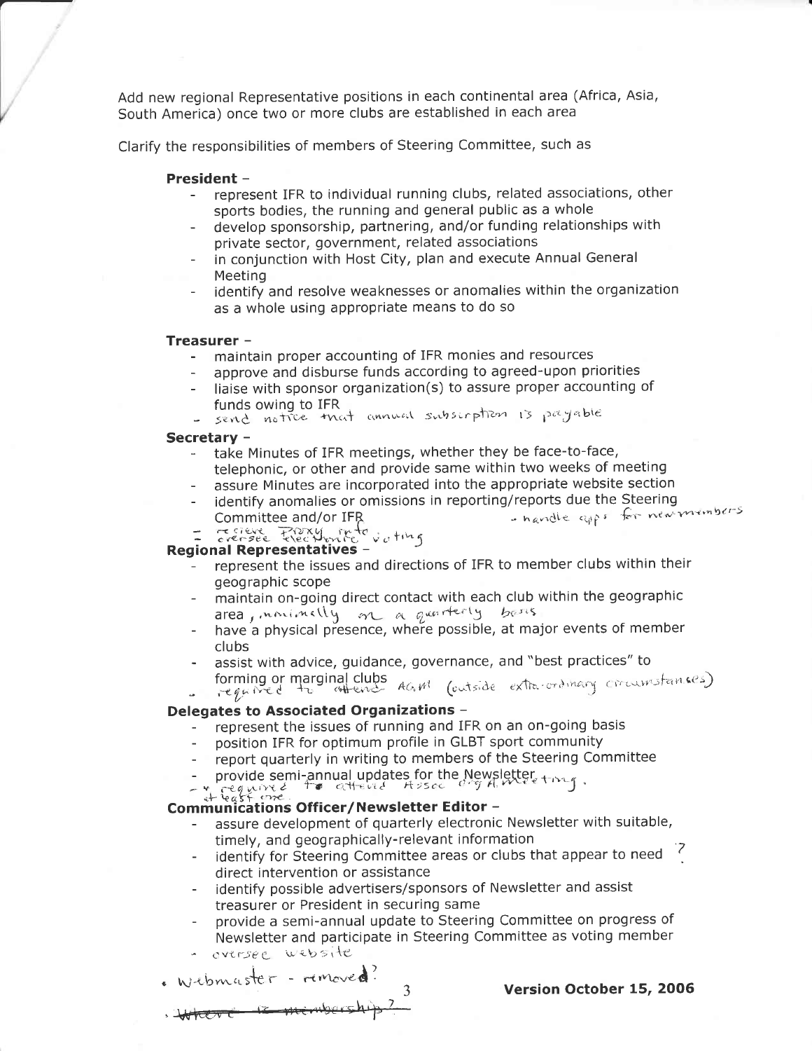Add new regional Representative positions in each continental area (Africa, Asia, South America) once two or more clubs are established in each area

Clarify the responsibilities of members of Steering Committee, such as

**President** –

- represent IFR to individual running clubs, related associations, other sports bodies, the running and general public as a whole
- develop sponsorship, partnering, and/or funding relationships with private sector, government, related associations
- in conjunction with Host City, plan and execute Annual General Meeting
- identify and resolve weaknesses or anomalies within the organization as a whole using appropriate means to do so

**Treasurer** –

- maintain proper accounting of IFR monies and resources
- approve and disburse funds according to agreed-upon priorities
- liaise with sponsor organization(s) to assure proper accounting of funds owing to IFR
- send notice that annual subscription is payable

**Secretary** –

- take Minutes of IFR meetings, whether they be face-to-face, telephonic, or other and provide same within two weeks of meeting
- assure Minutes are incorporated into the appropriate website section
- identify anomalies or omissions in reporting/reports due the Steering Committee and/or IFR
- handle apps for new members
- recieve Proxy info
- oversee electronic voting

**Regional Representatives** –

- represent the issues and directions of IFR to member clubs within their geographic scope
- maintain on-going direct contact with each club within the geographic area, minimally on a quarterly basis
- have a physical presence, where possible, at major events of member clubs
- assist with advice, guidance, governance, and "best practices" to forming or marginal clubs
- required to attend AGM (outside extra-ordinary circumstances)

**Delegates to Associated Organizations** –

- represent the issues of running and IFR on an on-going basis
- position IFR for optimum profile in GLBT sport community
- report quarterly in writing to members of the Steering Committee
- provide semi-annual updates for the Newsletter
- required to attend Assoc org. meeting at least once.

**Communications Officer/Newsletter Editor** –

- assure development of quarterly electronic Newsletter with suitable, timely, and geographically-relevant information
- identify for Steering Committee areas or clubs that appear to need direct intervention or assistance ?
- identify possible advertisers/sponsors of Newsletter and assist treasurer or President in securing same
- provide a semi-annual update to Steering Committee on progress of Newsletter and participate in Steering Committee as voting member
- oversee website

- Webmaster - removed?
- ~~Where is membership?~~

Version October 15, 2006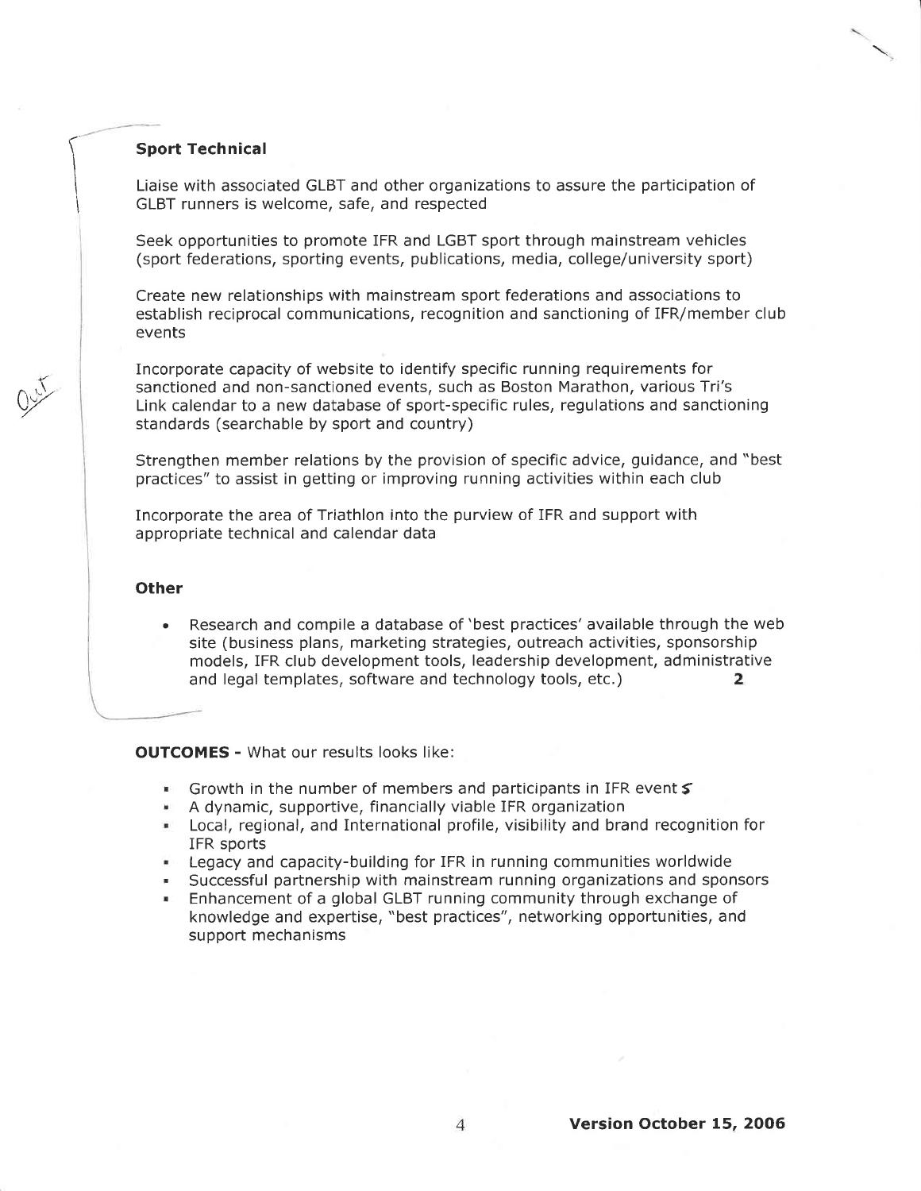### Sport Technical

Liaise with associated GLBT and other organizations to assure the participation of GLBT runners is welcome, safe, and respected

Seek opportunities to promote IFR and LGBT sport through mainstream vehicles (sport federations, sporting events, publications, media, college/university sport)

Create new relationships with mainstream sport federations and associations to establish reciprocal communications, recognition and sanctioning of IFR/member club events

Incorporate capacity of website to identify specific running requirements for sanctioned and non-sanctioned events, such as Boston Marathon, various Tri's
Link calendar to a new database of sport-specific rules, regulations and sanctioning standards (searchable by sport and country)

Strengthen member relations by the provision of specific advice, guidance, and "best practices" to assist in getting or improving running activities within each club

Incorporate the area of Triathlon into the purview of IFR and support with appropriate technical and calendar data

### Other

- Research and compile a database of 'best practices' available through the web site (business plans, marketing strategies, outreach activities, sponsorship models, IFR club development tools, leadership development, administrative and legal templates, software and technology tools, etc.) **2**

**OUTCOMES** - What our results looks like:

- Growth in the number of members and participants in IFR events
- A dynamic, supportive, financially viable IFR organization
- Local, regional, and International profile, visibility and brand recognition for IFR sports
- Legacy and capacity-building for IFR in running communities worldwide
- Successful partnership with mainstream running organizations and sponsors
- Enhancement of a global GLBT running community through exchange of knowledge and expertise, "best practices", networking opportunities, and support mechanisms

**Version October 15, 2006**